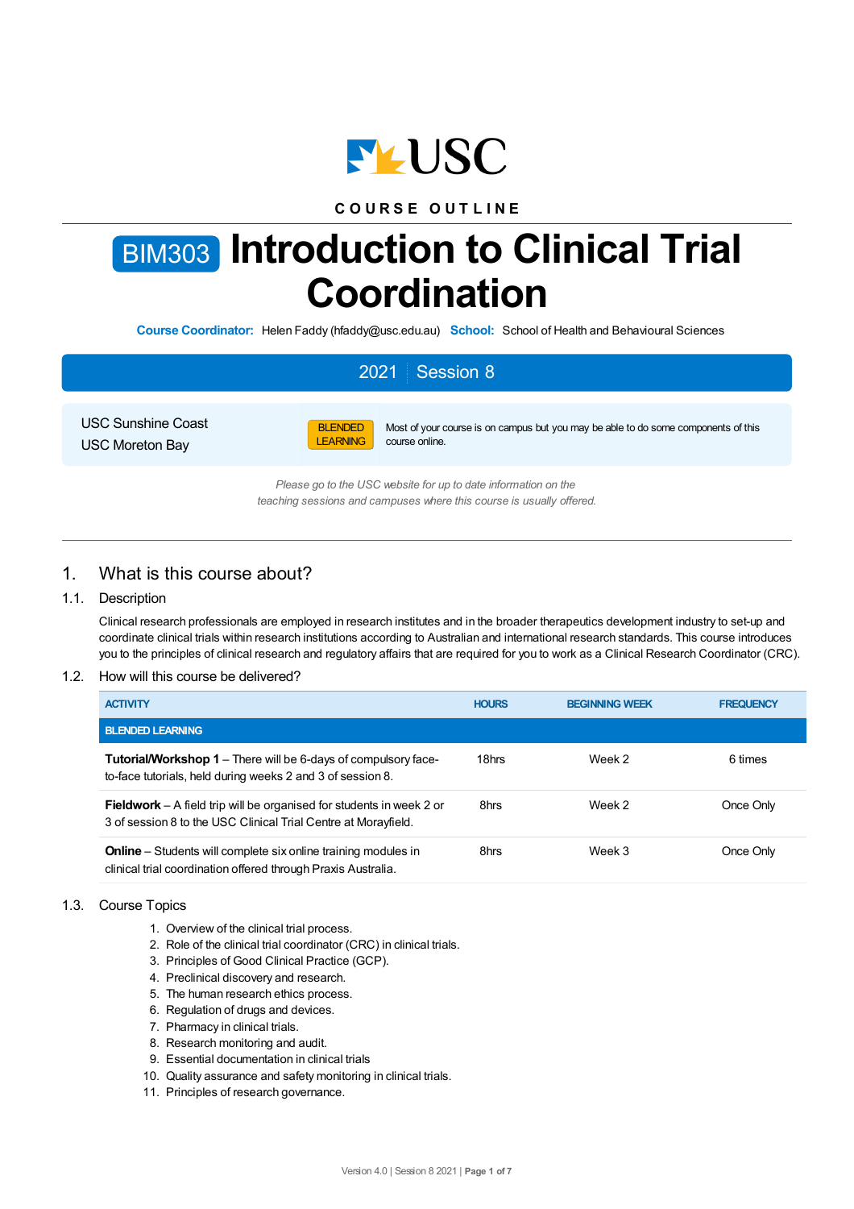COURSE OUTLINE

# BIM303 Introduction to Clinical Trial Coordination

**Course Coordinator:** Helen Faddy (hfaddy@usc.edu.au) **School:** School of Health and Behavioural Sciences

**2021 | Session 8**

USC Sunshine Coast
USC Moreton Bay

BLENDED LEARNING — Most of your course is on campus but you may be able to do some components of this course online.

*Please go to the USC website for up to date information on the teaching sessions and campuses where this course is usually offered.*

## 1. What is this course about?

### 1.1. Description

Clinical research professionals are employed in research institutes and in the broader therapeutics development industry to set-up and coordinate clinical trials within research institutions according to Australian and international research standards. This course introduces you to the principles of clinical research and regulatory affairs that are required for you to work as a Clinical Research Coordinator (CRC).

### 1.2. How will this course be delivered?

| ACTIVITY | HOURS | BEGINNING WEEK | FREQUENCY |
|---|---|---|---|
| **BLENDED LEARNING** | | | |
| **Tutorial/Workshop 1** – There will be 6-days of compulsory face-to-face tutorials, held during weeks 2 and 3 of session 8. | 18hrs | Week 2 | 6 times |
| **Fieldwork** – A field trip will be organised for students in week 2 or 3 of session 8 to the USC Clinical Trial Centre at Morayfield. | 8hrs | Week 2 | Once Only |
| **Online** – Students will complete six online training modules in clinical trial coordination offered through Praxis Australia. | 8hrs | Week 3 | Once Only |

### 1.3. Course Topics

1. Overview of the clinical trial process.
2. Role of the clinical trial coordinator (CRC) in clinical trials.
3. Principles of Good Clinical Practice (GCP).
4. Preclinical discovery and research.
5. The human research ethics process.
6. Regulation of drugs and devices.
7. Pharmacy in clinical trials.
8. Research monitoring and audit.
9. Essential documentation in clinical trials
10. Quality assurance and safety monitoring in clinical trials.
11. Principles of research governance.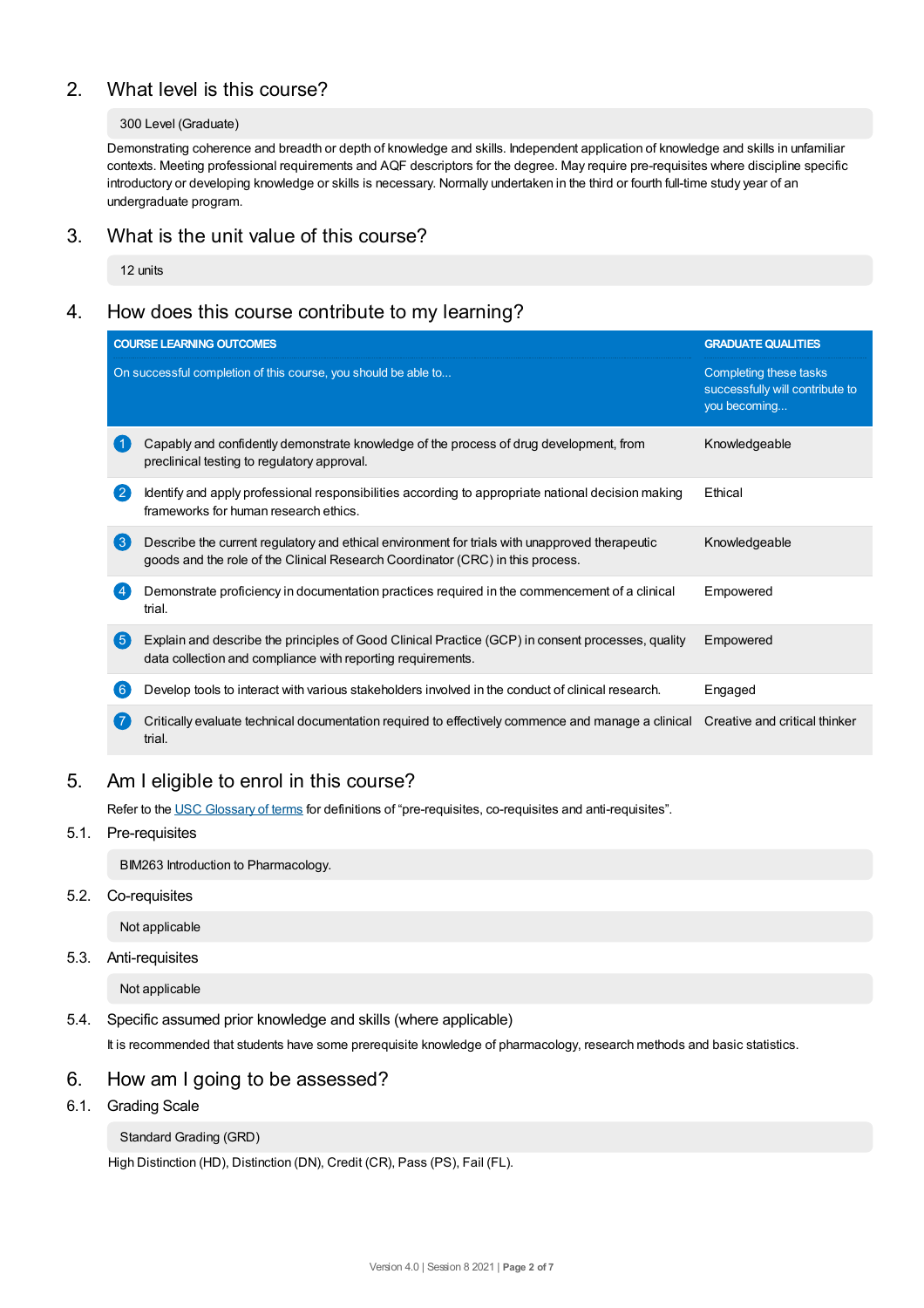## 2. What level is this course?

300 Level (Graduate)

Demonstrating coherence and breadth or depth of knowledge and skills. Independent application of knowledge and skills in unfamiliar contexts. Meeting professional requirements and AQF descriptors for the degree. May require pre-requisites where discipline specific introductory or developing knowledge or skills is necessary. Normally undertaken in the third or fourth full-time study year of an undergraduate program.

## 3. What is the unit value of this course?

12 units

## 4. How does this course contribute to my learning?

| | COURSE LEARNING OUTCOMES<br>On successful completion of this course, you should be able to... | GRADUATE QUALITIES<br>Completing these tasks successfully will contribute to you becoming... |
|---|---|---|
| 1 | Capably and confidently demonstrate knowledge of the process of drug development, from preclinical testing to regulatory approval. | Knowledgeable |
| 2 | Identify and apply professional responsibilities according to appropriate national decision making frameworks for human research ethics. | Ethical |
| 3 | Describe the current regulatory and ethical environment for trials with unapproved therapeutic goods and the role of the Clinical Research Coordinator (CRC) in this process. | Knowledgeable |
| 4 | Demonstrate proficiency in documentation practices required in the commencement of a clinical trial. | Empowered |
| 5 | Explain and describe the principles of Good Clinical Practice (GCP) in consent processes, quality data collection and compliance with reporting requirements. | Empowered |
| 6 | Develop tools to interact with various stakeholders involved in the conduct of clinical research. | Engaged |
| 7 | Critically evaluate technical documentation required to effectively commence and manage a clinical trial. | Creative and critical thinker |

## 5. Am I eligible to enrol in this course?

Refer to the USC Glossary of terms for definitions of "pre-requisites, co-requisites and anti-requisites".

### 5.1. Pre-requisites

BIM263 Introduction to Pharmacology.

### 5.2. Co-requisites

Not applicable

### 5.3. Anti-requisites

Not applicable

### 5.4. Specific assumed prior knowledge and skills (where applicable)

It is recommended that students have some prerequisite knowledge of pharmacology, research methods and basic statistics.

## 6. How am I going to be assessed?

### 6.1. Grading Scale

Standard Grading (GRD)

High Distinction (HD), Distinction (DN), Credit (CR), Pass (PS), Fail (FL).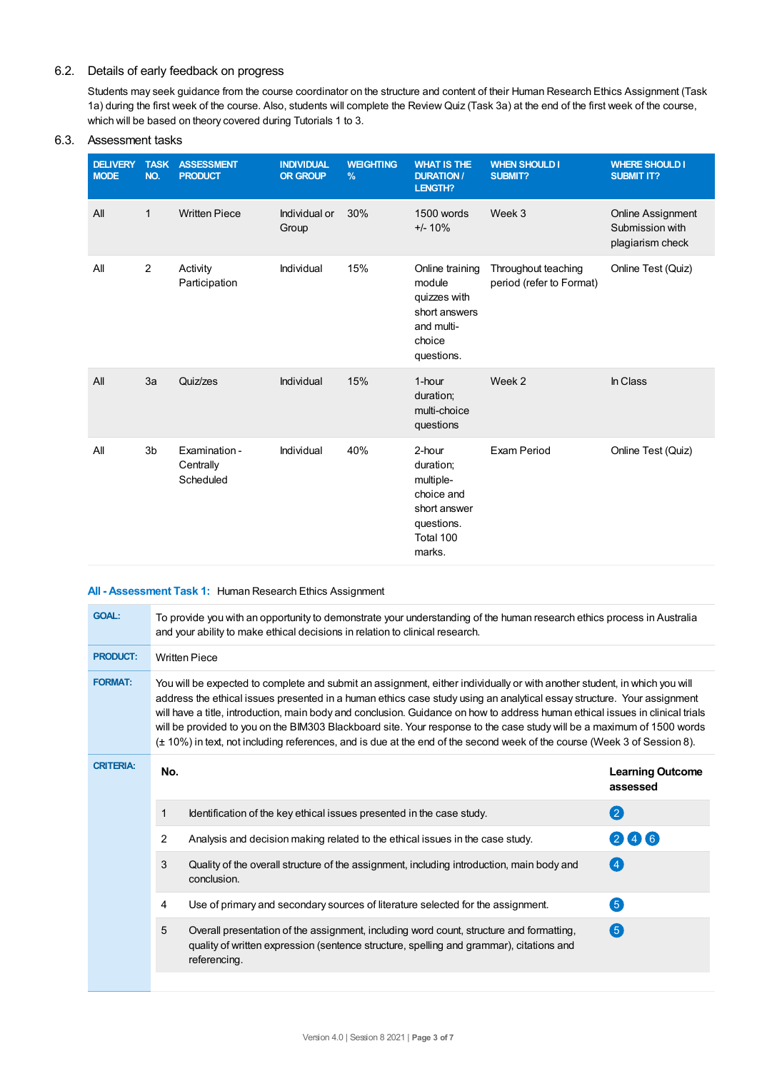## 6.2. Details of early feedback on progress

Students may seek guidance from the course coordinator on the structure and content of their Human Research Ethics Assignment (Task 1a) during the first week of the course. Also, students will complete the Review Quiz (Task 3a) at the end of the first week of the course, which will be based on theory covered during Tutorials 1 to 3.

## 6.3. Assessment tasks

| DELIVERY MODE | TASK NO. | ASSESSMENT PRODUCT | INDIVIDUAL OR GROUP | WEIGHTING % | WHAT IS THE DURATION / LENGTH? | WHEN SHOULD I SUBMIT? | WHERE SHOULD I SUBMIT IT? |
|---|---|---|---|---|---|---|---|
| All | 1 | Written Piece | Individual or Group | 30% | 1500 words +/- 10% | Week 3 | Online Assignment Submission with plagiarism check |
| All | 2 | Activity Participation | Individual | 15% | Online training module quizzes with short answers and multi-choice questions. | Throughout teaching period (refer to Format) | Online Test (Quiz) |
| All | 3a | Quiz/zes | Individual | 15% | 1-hour duration; multi-choice questions | Week 2 | In Class |
| All | 3b | Examination - Centrally Scheduled | Individual | 40% | 2-hour duration; multiple-choice and short answer questions. Total 100 marks. | Exam Period | Online Test (Quiz) |

### All - Assessment Task 1: Human Research Ethics Assignment

**GOAL:** To provide you with an opportunity to demonstrate your understanding of the human research ethics process in Australia and your ability to make ethical decisions in relation to clinical research.

**PRODUCT:** Written Piece

**FORMAT:** You will be expected to complete and submit an assignment, either individually or with another student, in which you will address the ethical issues presented in a human ethics case study using an analytical essay structure. Your assignment will have a title, introduction, main body and conclusion. Guidance on how to address human ethical issues in clinical trials will be provided to you on the BIM303 Blackboard site. Your response to the case study will be a maximum of 1500 words (± 10%) in text, not including references, and is due at the end of the second week of the course (Week 3 of Session 8).

**CRITERIA:**

| No. | | Learning Outcome assessed |
|---|---|---|
| 1 | Identification of the key ethical issues presented in the case study. | 2 |
| 2 | Analysis and decision making related to the ethical issues in the case study. | 2 4 6 |
| 3 | Quality of the overall structure of the assignment, including introduction, main body and conclusion. | 4 |
| 4 | Use of primary and secondary sources of literature selected for the assignment. | 5 |
| 5 | Overall presentation of the assignment, including word count, structure and formatting, quality of written expression (sentence structure, spelling and grammar), citations and referencing. | 5 |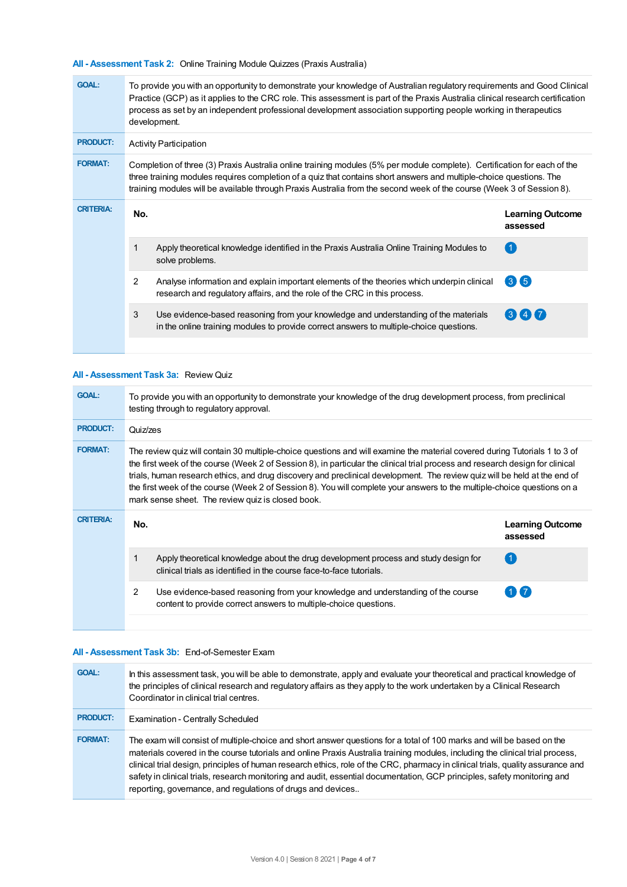### All - Assessment Task 2: Online Training Module Quizzes (Praxis Australia)

**GOAL:** To provide you with an opportunity to demonstrate your knowledge of Australian regulatory requirements and Good Clinical Practice (GCP) as it applies to the CRC role. This assessment is part of the Praxis Australia clinical research certification process as set by an independent professional development association supporting people working in therapeutics development.

**PRODUCT:** Activity Participation

**FORMAT:** Completion of three (3) Praxis Australia online training modules (5% per module complete). Certification for each of the three training modules requires completion of a quiz that contains short answers and multiple-choice questions. The training modules will be available through Praxis Australia from the second week of the course (Week 3 of Session 8).

**CRITERIA:**

| No. | | Learning Outcome assessed |
|---|---|---|
| 1 | Apply theoretical knowledge identified in the Praxis Australia Online Training Modules to solve problems. | 1 |
| 2 | Analyse information and explain important elements of the theories which underpin clinical research and regulatory affairs, and the role of the CRC in this process. | 3 5 |
| 3 | Use evidence-based reasoning from your knowledge and understanding of the materials in the online training modules to provide correct answers to multiple-choice questions. | 3 4 7 |

### All - Assessment Task 3a: Review Quiz

**GOAL:** To provide you with an opportunity to demonstrate your knowledge of the drug development process, from preclinical testing through to regulatory approval.

**PRODUCT:** Quiz/zes

**FORMAT:** The review quiz will contain 30 multiple-choice questions and will examine the material covered during Tutorials 1 to 3 of the first week of the course (Week 2 of Session 8), in particular the clinical trial process and research design for clinical trials, human research ethics, and drug discovery and preclinical development. The review quiz will be held at the end of the first week of the course (Week 2 of Session 8). You will complete your answers to the multiple-choice questions on a mark sense sheet. The review quiz is closed book.

**CRITERIA:**

| No. | | Learning Outcome assessed |
|---|---|---|
| 1 | Apply theoretical knowledge about the drug development process and study design for clinical trials as identified in the course face-to-face tutorials. | 1 |
| 2 | Use evidence-based reasoning from your knowledge and understanding of the course content to provide correct answers to multiple-choice questions. | 1 7 |

### All - Assessment Task 3b: End-of-Semester Exam

**GOAL:** In this assessment task, you will be able to demonstrate, apply and evaluate your theoretical and practical knowledge of the principles of clinical research and regulatory affairs as they apply to the work undertaken by a Clinical Research Coordinator in clinical trial centres.

**PRODUCT:** Examination - Centrally Scheduled

**FORMAT:** The exam will consist of multiple-choice and short answer questions for a total of 100 marks and will be based on the materials covered in the course tutorials and online Praxis Australia training modules, including the clinical trial process, clinical trial design, principles of human research ethics, role of the CRC, pharmacy in clinical trials, quality assurance and safety in clinical trials, research monitoring and audit, essential documentation, GCP principles, safety monitoring and reporting, governance, and regulations of drugs and devices..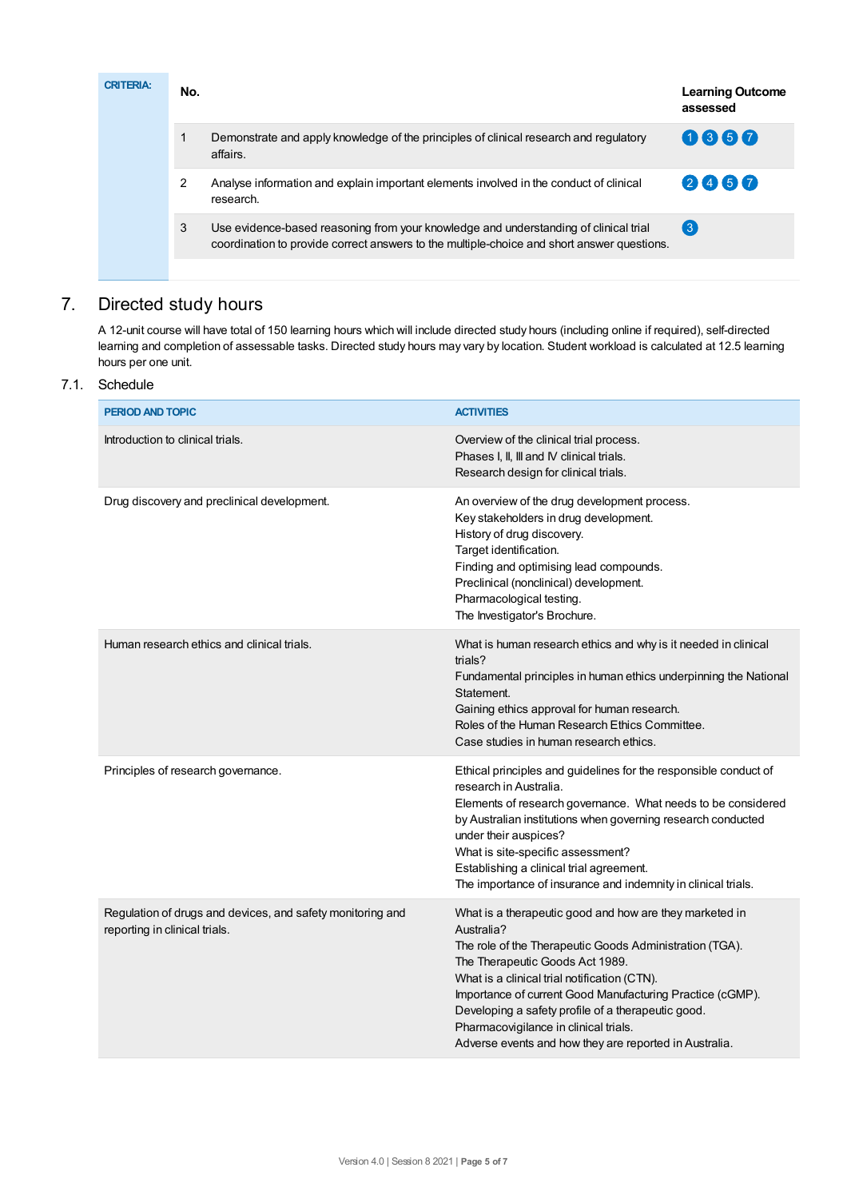| CRITERIA: | No. | | Learning Outcome assessed |
|---|---|---|---|
| | 1 | Demonstrate and apply knowledge of the principles of clinical research and regulatory affairs. | 1 3 5 7 |
| | 2 | Analyse information and explain important elements involved in the conduct of clinical research. | 2 4 5 7 |
| | 3 | Use evidence-based reasoning from your knowledge and understanding of clinical trial coordination to provide correct answers to the multiple-choice and short answer questions. | 3 |

# 7. Directed study hours

A 12-unit course will have total of 150 learning hours which will include directed study hours (including online if required), self-directed learning and completion of assessable tasks. Directed study hours may vary by location. Student workload is calculated at 12.5 learning hours per one unit.

## 7.1. Schedule

| PERIOD AND TOPIC | ACTIVITIES |
|---|---|
| Introduction to clinical trials. | Overview of the clinical trial process.<br>Phases I, II, III and IV clinical trials.<br>Research design for clinical trials. |
| Drug discovery and preclinical development. | An overview of the drug development process.<br>Key stakeholders in drug development.<br>History of drug discovery.<br>Target identification.<br>Finding and optimising lead compounds.<br>Preclinical (nonclinical) development.<br>Pharmacological testing.<br>The Investigator's Brochure. |
| Human research ethics and clinical trials. | What is human research ethics and why is it needed in clinical trials?<br>Fundamental principles in human ethics underpinning the National Statement.<br>Gaining ethics approval for human research.<br>Roles of the Human Research Ethics Committee.<br>Case studies in human research ethics. |
| Principles of research governance. | Ethical principles and guidelines for the responsible conduct of research in Australia.<br>Elements of research governance. What needs to be considered by Australian institutions when governing research conducted under their auspices?<br>What is site-specific assessment?<br>Establishing a clinical trial agreement.<br>The importance of insurance and indemnity in clinical trials. |
| Regulation of drugs and devices, and safety monitoring and reporting in clinical trials. | What is a therapeutic good and how are they marketed in Australia?<br>The role of the Therapeutic Goods Administration (TGA).<br>The Therapeutic Goods Act 1989.<br>What is a clinical trial notification (CTN).<br>Importance of current Good Manufacturing Practice (cGMP).<br>Developing a safety profile of a therapeutic good.<br>Pharmacovigilance in clinical trials.<br>Adverse events and how they are reported in Australia. |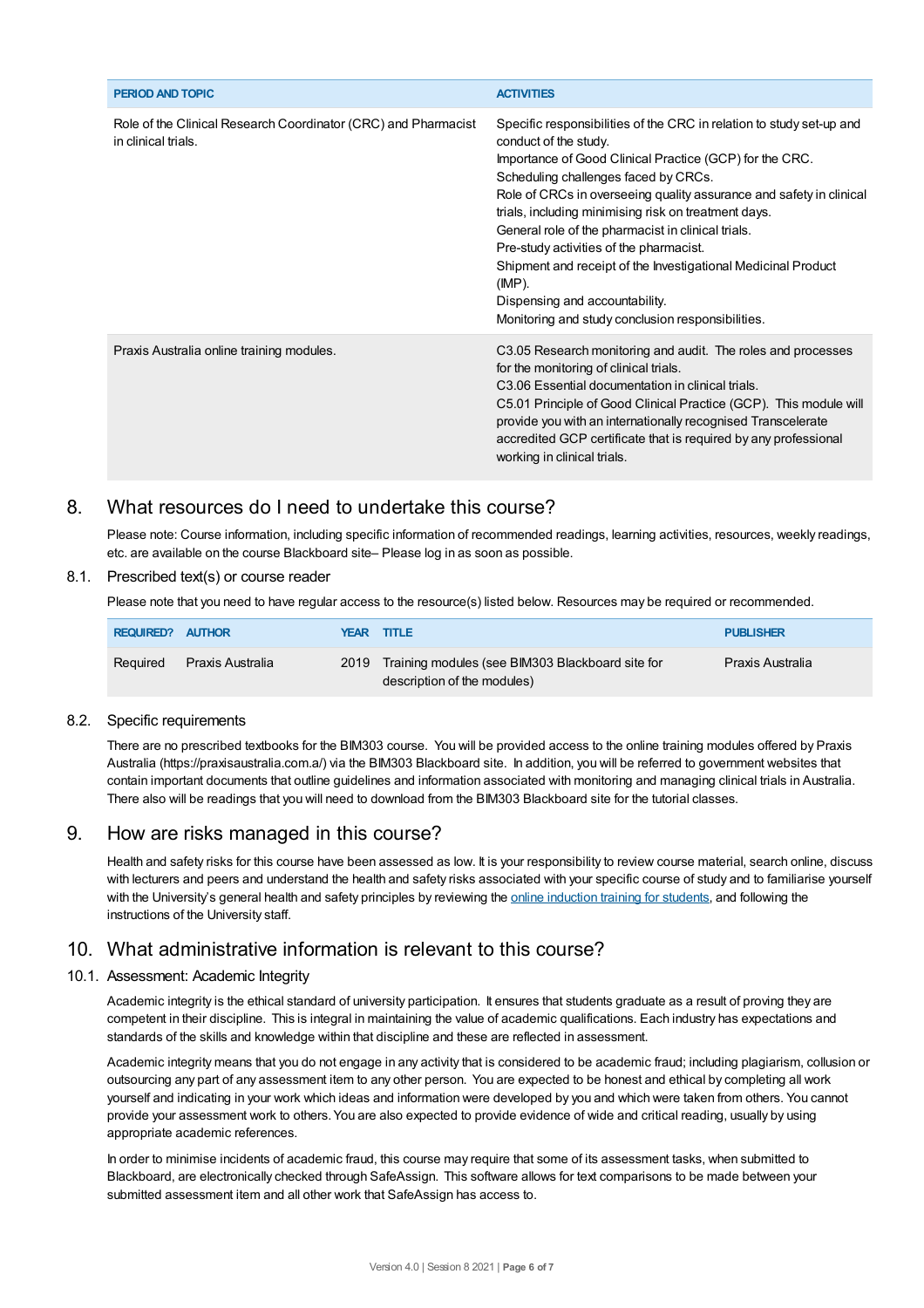| PERIOD AND TOPIC | ACTIVITIES |
|---|---|
| Role of the Clinical Research Coordinator (CRC) and Pharmacist in clinical trials. | Specific responsibilities of the CRC in relation to study set-up and conduct of the study.<br>Importance of Good Clinical Practice (GCP) for the CRC.<br>Scheduling challenges faced by CRCs.<br>Role of CRCs in overseeing quality assurance and safety in clinical trials, including minimising risk on treatment days.<br>General role of the pharmacist in clinical trials.<br>Pre-study activities of the pharmacist.<br>Shipment and receipt of the Investigational Medicinal Product (IMP).<br>Dispensing and accountability.<br>Monitoring and study conclusion responsibilities. |
| Praxis Australia online training modules. | C3.05 Research monitoring and audit. The roles and processes for the monitoring of clinical trials.<br>C3.06 Essential documentation in clinical trials.<br>C5.01 Principle of Good Clinical Practice (GCP). This module will provide you with an internationally recognised Transcelerate accredited GCP certificate that is required by any professional working in clinical trials. |

## 8. What resources do I need to undertake this course?

Please note: Course information, including specific information of recommended readings, learning activities, resources, weekly readings, etc. are available on the course Blackboard site– Please log in as soon as possible.

### 8.1. Prescribed text(s) or course reader

Please note that you need to have regular access to the resource(s) listed below. Resources may be required or recommended.

| REQUIRED? | AUTHOR | YEAR | TITLE | PUBLISHER |
|---|---|---|---|---|
| Required | Praxis Australia | 2019 | Training modules (see BIM303 Blackboard site for description of the modules) | Praxis Australia |

### 8.2. Specific requirements

There are no prescribed textbooks for the BIM303 course. You will be provided access to the online training modules offered by Praxis Australia (https://praxisaustralia.com.a/) via the BIM303 Blackboard site. In addition, you will be referred to government websites that contain important documents that outline guidelines and information associated with monitoring and managing clinical trials in Australia. There also will be readings that you will need to download from the BIM303 Blackboard site for the tutorial classes.

## 9. How are risks managed in this course?

Health and safety risks for this course have been assessed as low. It is your responsibility to review course material, search online, discuss with lecturers and peers and understand the health and safety risks associated with your specific course of study and to familiarise yourself with the University's general health and safety principles by reviewing the online induction training for students, and following the instructions of the University staff.

## 10. What administrative information is relevant to this course?

### 10.1. Assessment: Academic Integrity

Academic integrity is the ethical standard of university participation. It ensures that students graduate as a result of proving they are competent in their discipline. This is integral in maintaining the value of academic qualifications. Each industry has expectations and standards of the skills and knowledge within that discipline and these are reflected in assessment.

Academic integrity means that you do not engage in any activity that is considered to be academic fraud; including plagiarism, collusion or outsourcing any part of any assessment item to any other person. You are expected to be honest and ethical by completing all work yourself and indicating in your work which ideas and information were developed by you and which were taken from others. You cannot provide your assessment work to others. You are also expected to provide evidence of wide and critical reading, usually by using appropriate academic references.

In order to minimise incidents of academic fraud, this course may require that some of its assessment tasks, when submitted to Blackboard, are electronically checked through SafeAssign. This software allows for text comparisons to be made between your submitted assessment item and all other work that SafeAssign has access to.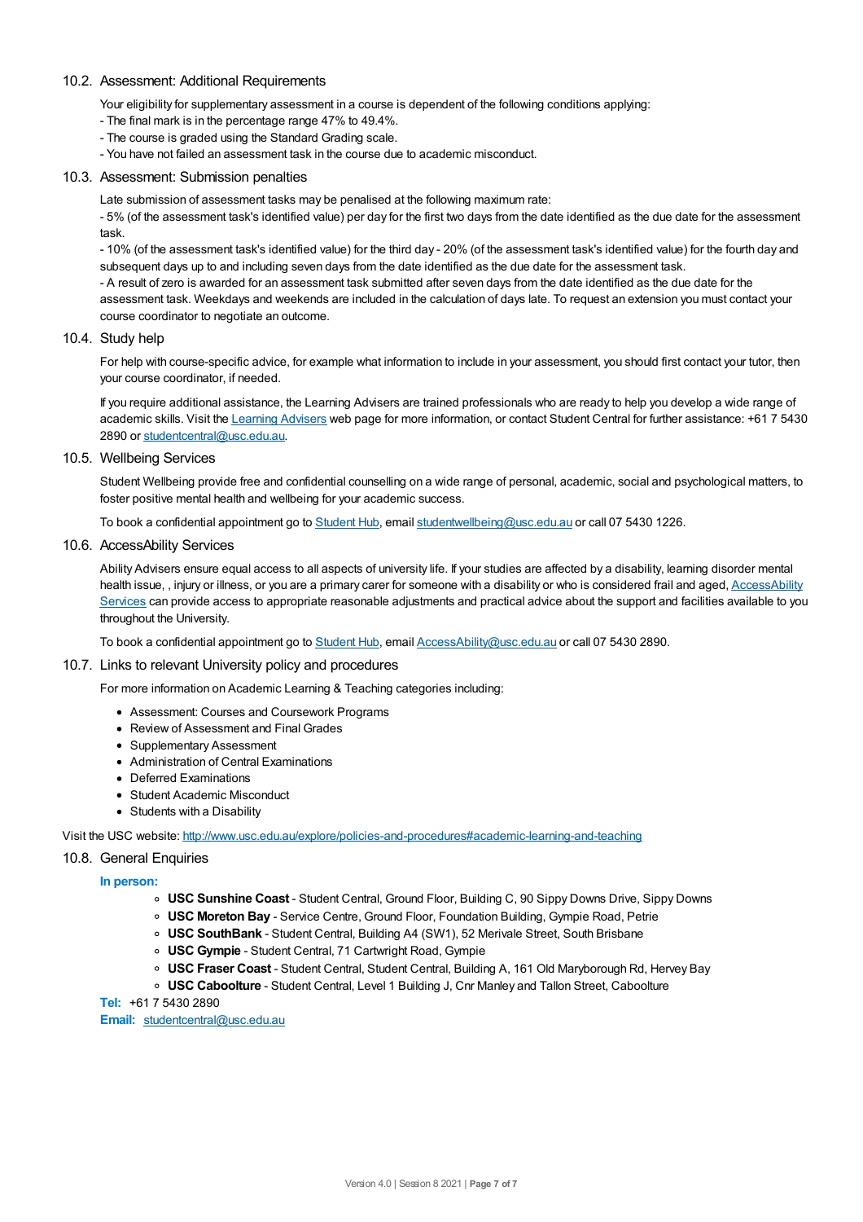### 10.2. Assessment: Additional Requirements

Your eligibility for supplementary assessment in a course is dependent of the following conditions applying:
- The final mark is in the percentage range 47% to 49.4%.
- The course is graded using the Standard Grading scale.
- You have not failed an assessment task in the course due to academic misconduct.

### 10.3. Assessment: Submission penalties

Late submission of assessment tasks may be penalised at the following maximum rate:
- 5% (of the assessment task's identified value) per day for the first two days from the date identified as the due date for the assessment task.
- 10% (of the assessment task's identified value) for the third day - 20% (of the assessment task's identified value) for the fourth day and subsequent days up to and including seven days from the date identified as the due date for the assessment task.
- A result of zero is awarded for an assessment task submitted after seven days from the date identified as the due date for the assessment task. Weekdays and weekends are included in the calculation of days late. To request an extension you must contact your course coordinator to negotiate an outcome.

### 10.4. Study help

For help with course-specific advice, for example what information to include in your assessment, you should first contact your tutor, then your course coordinator, if needed.

If you require additional assistance, the Learning Advisers are trained professionals who are ready to help you develop a wide range of academic skills. Visit the [Learning Advisers](Learning Advisers) web page for more information, or contact Student Central for further assistance: +61 7 5430 2890 or [studentcentral@usc.edu.au](mailto:studentcentral@usc.edu.au).

### 10.5. Wellbeing Services

Student Wellbeing provide free and confidential counselling on a wide range of personal, academic, social and psychological matters, to foster positive mental health and wellbeing for your academic success.

To book a confidential appointment go to [Student Hub](Student Hub), email [studentwellbeing@usc.edu.au](mailto:studentwellbeing@usc.edu.au) or call 07 5430 1226.

### 10.6. AccessAbility Services

Ability Advisers ensure equal access to all aspects of university life. If your studies are affected by a disability, learning disorder mental health issue, , injury or illness, or you are a primary carer for someone with a disability or who is considered frail and aged, [AccessAbility Services](AccessAbility Services) can provide access to appropriate reasonable adjustments and practical advice about the support and facilities available to you throughout the University.

To book a confidential appointment go to [Student Hub](Student Hub), email [AccessAbility@usc.edu.au](mailto:AccessAbility@usc.edu.au) or call 07 5430 2890.

### 10.7. Links to relevant University policy and procedures

For more information on Academic Learning & Teaching categories including:

- Assessment: Courses and Coursework Programs
- Review of Assessment and Final Grades
- Supplementary Assessment
- Administration of Central Examinations
- Deferred Examinations
- Student Academic Misconduct
- Students with a Disability

Visit the USC website: [http://www.usc.edu.au/explore/policies-and-procedures#academic-learning-and-teaching](http://www.usc.edu.au/explore/policies-and-procedures#academic-learning-and-teaching)

### 10.8. General Enquiries

**In person:**

- **USC Sunshine Coast** - Student Central, Ground Floor, Building C, 90 Sippy Downs Drive, Sippy Downs
- **USC Moreton Bay** - Service Centre, Ground Floor, Foundation Building, Gympie Road, Petrie
- **USC SouthBank** - Student Central, Building A4 (SW1), 52 Merivale Street, South Brisbane
- **USC Gympie** - Student Central, 71 Cartwright Road, Gympie
- **USC Fraser Coast** - Student Central, Student Central, Building A, 161 Old Maryborough Rd, Hervey Bay
- **USC Caboolture** - Student Central, Level 1 Building J, Cnr Manley and Tallon Street, Caboolture

**Tel:** +61 7 5430 2890

**Email:** [studentcentral@usc.edu.au](mailto:studentcentral@usc.edu.au)